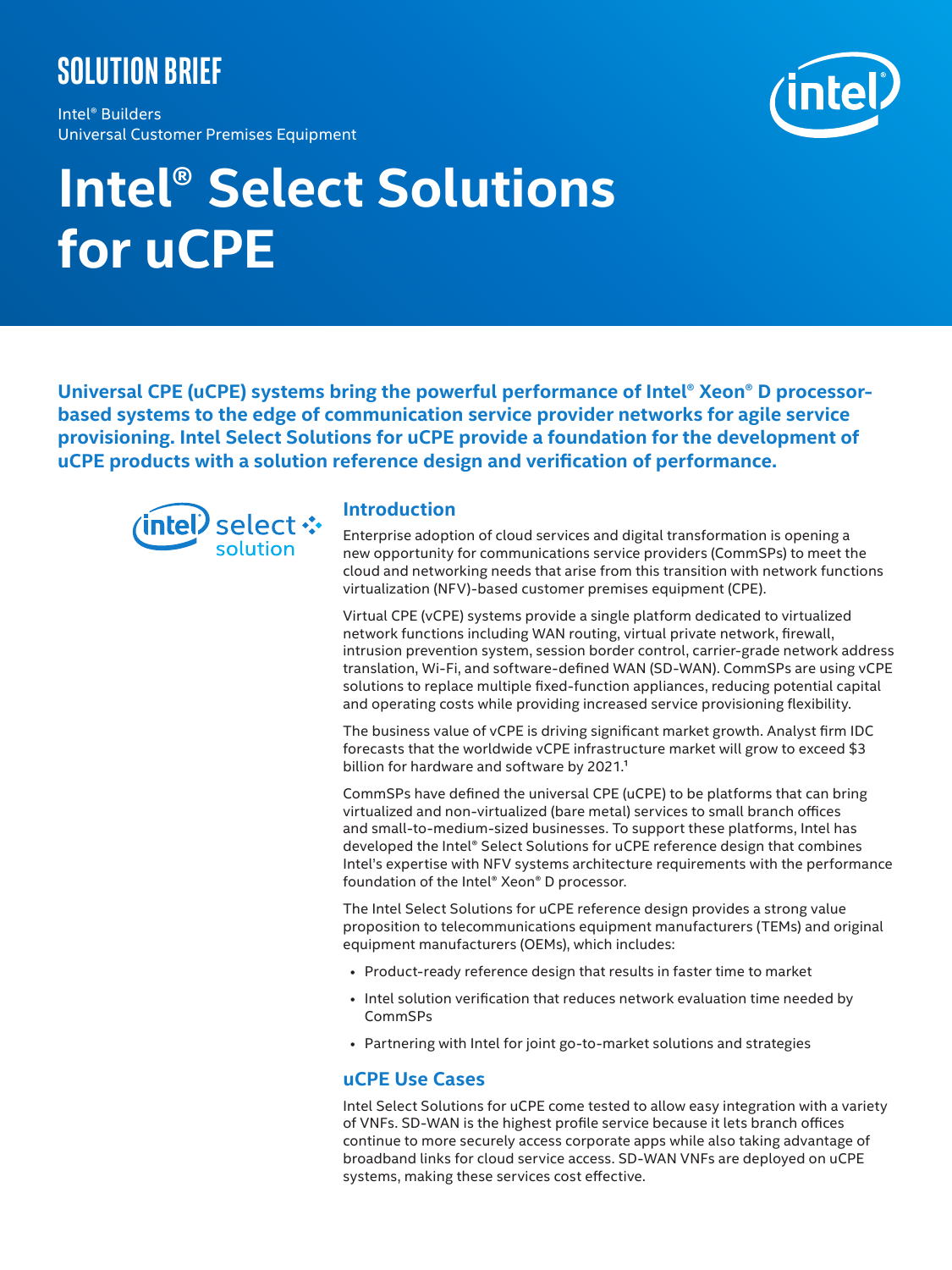SOLUTION BRIEF

Intel® Builders
Universal Customer Premises Equipment

# Intel® Select Solutions for uCPE

**Universal CPE (uCPE) systems bring the powerful performance of Intel® Xeon® D processor-based systems to the edge of communication service provider networks for agile service provisioning. Intel Select Solutions for uCPE provide a foundation for the development of uCPE products with a solution reference design and verification of performance.**

## Introduction

Enterprise adoption of cloud services and digital transformation is opening a new opportunity for communications service providers (CommSPs) to meet the cloud and networking needs that arise from this transition with network functions virtualization (NFV)-based customer premises equipment (CPE).

Virtual CPE (vCPE) systems provide a single platform dedicated to virtualized network functions including WAN routing, virtual private network, firewall, intrusion prevention system, session border control, carrier-grade network address translation, Wi-Fi, and software-defined WAN (SD-WAN). CommSPs are using vCPE solutions to replace multiple fixed-function appliances, reducing potential capital and operating costs while providing increased service provisioning flexibility.

The business value of vCPE is driving significant market growth. Analyst firm IDC forecasts that the worldwide vCPE infrastructure market will grow to exceed $3 billion for hardware and software by 2021.[1]

CommSPs have defined the universal CPE (uCPE) to be platforms that can bring virtualized and non-virtualized (bare metal) services to small branch offices and small-to-medium-sized businesses. To support these platforms, Intel has developed the Intel® Select Solutions for uCPE reference design that combines Intel's expertise with NFV systems architecture requirements with the performance foundation of the Intel® Xeon® D processor.

The Intel Select Solutions for uCPE reference design provides a strong value proposition to telecommunications equipment manufacturers (TEMs) and original equipment manufacturers (OEMs), which includes:

- Product-ready reference design that results in faster time to market
- Intel solution verification that reduces network evaluation time needed by CommSPs
- Partnering with Intel for joint go-to-market solutions and strategies

## uCPE Use Cases

Intel Select Solutions for uCPE come tested to allow easy integration with a variety of VNFs. SD-WAN is the highest profile service because it lets branch offices continue to more securely access corporate apps while also taking advantage of broadband links for cloud service access. SD-WAN VNFs are deployed on uCPE systems, making these services cost effective.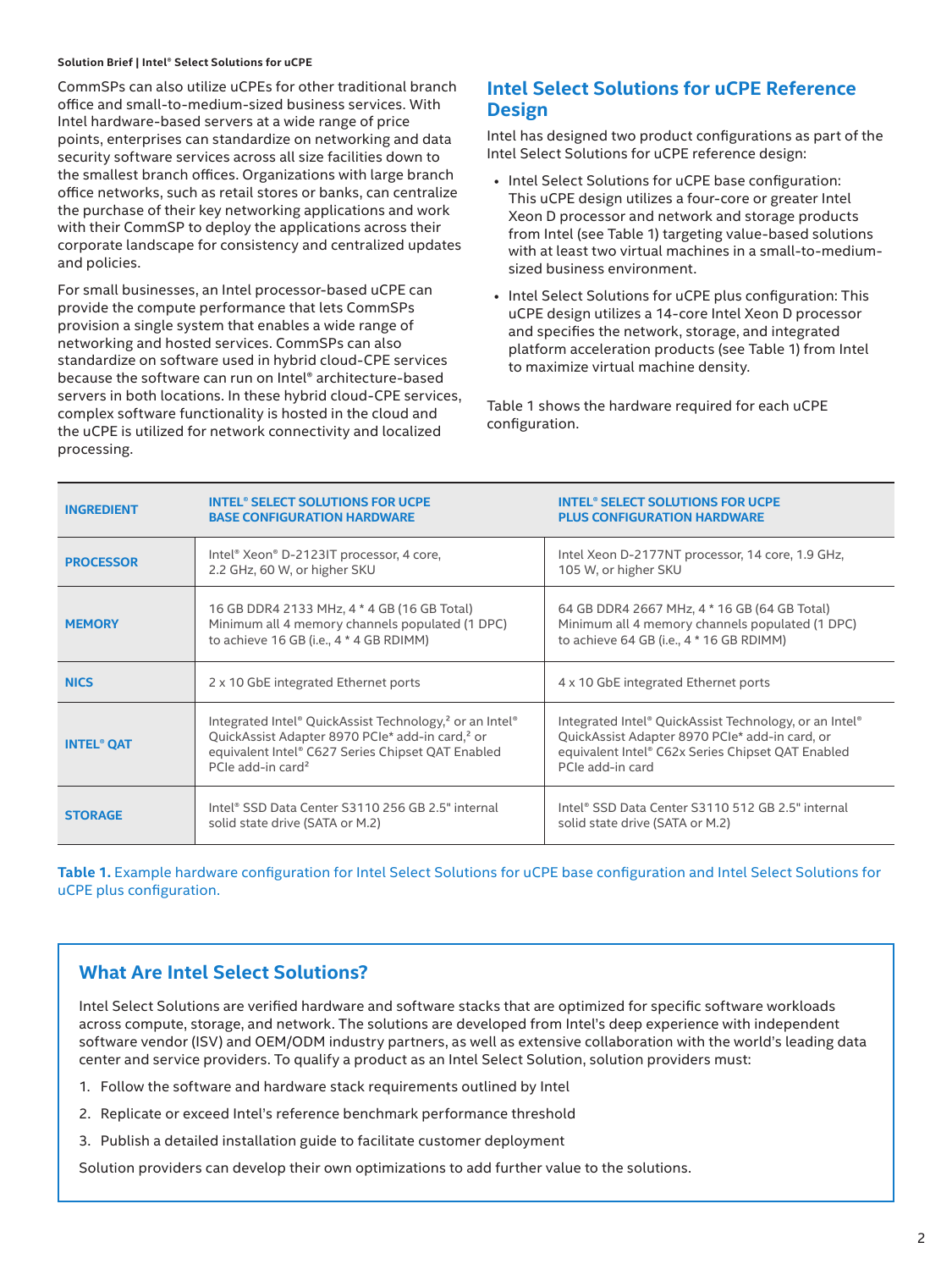CommSPs can also utilize uCPEs for other traditional branch office and small-to-medium-sized business services. With Intel hardware-based servers at a wide range of price points, enterprises can standardize on networking and data security software services across all size facilities down to the smallest branch offices. Organizations with large branch office networks, such as retail stores or banks, can centralize the purchase of their key networking applications and work with their CommSP to deploy the applications across their corporate landscape for consistency and centralized updates and policies.

For small businesses, an Intel processor-based uCPE can provide the compute performance that lets CommSPs provision a single system that enables a wide range of networking and hosted services. CommSPs can also standardize on software used in hybrid cloud-CPE services because the software can run on Intel® architecture-based servers in both locations. In these hybrid cloud-CPE services, complex software functionality is hosted in the cloud and the uCPE is utilized for network connectivity and localized processing.

## Intel Select Solutions for uCPE Reference Design

Intel has designed two product configurations as part of the Intel Select Solutions for uCPE reference design:

- Intel Select Solutions for uCPE base configuration: This uCPE design utilizes a four-core or greater Intel Xeon D processor and network and storage products from Intel (see Table 1) targeting value-based solutions with at least two virtual machines in a small-to-medium-sized business environment.
- Intel Select Solutions for uCPE plus configuration: This uCPE design utilizes a 14-core Intel Xeon D processor and specifies the network, storage, and integrated platform acceleration products (see Table 1) from Intel to maximize virtual machine density.

Table 1 shows the hardware required for each uCPE configuration.

| INGREDIENT | INTEL® SELECT SOLUTIONS FOR UCPE BASE CONFIGURATION HARDWARE | INTEL® SELECT SOLUTIONS FOR UCPE PLUS CONFIGURATION HARDWARE |
|---|---|---|
| PROCESSOR | Intel® Xeon® D-2123IT processor, 4 core, 2.2 GHz, 60 W, or higher SKU | Intel Xeon D-2177NT processor, 14 core, 1.9 GHz, 105 W, or higher SKU |
| MEMORY | 16 GB DDR4 2133 MHz, 4 * 4 GB (16 GB Total) Minimum all 4 memory channels populated (1 DPC) to achieve 16 GB (i.e., 4 * 4 GB RDIMM) | 64 GB DDR4 2667 MHz, 4 * 16 GB (64 GB Total) Minimum all 4 memory channels populated (1 DPC) to achieve 64 GB (i.e., 4 * 16 GB RDIMM) |
| NICS | 2 x 10 GbE integrated Ethernet ports | 4 x 10 GbE integrated Ethernet ports |
| INTEL® QAT | Integrated Intel® QuickAssist Technology,[2] or an Intel® QuickAssist Adapter 8970 PCIe* add-in card,[2] or equivalent Intel® C627 Series Chipset QAT Enabled PCIe add-in card[2] | Integrated Intel® QuickAssist Technology, or an Intel® QuickAssist Adapter 8970 PCIe* add-in card, or equivalent Intel® C62x Series Chipset QAT Enabled PCIe add-in card |
| STORAGE | Intel® SSD Data Center S3110 256 GB 2.5" internal solid state drive (SATA or M.2) | Intel® SSD Data Center S3110 512 GB 2.5" internal solid state drive (SATA or M.2) |

**Table 1.** Example hardware configuration for Intel Select Solutions for uCPE base configuration and Intel Select Solutions for uCPE plus configuration.

### What Are Intel Select Solutions?

Intel Select Solutions are verified hardware and software stacks that are optimized for specific software workloads across compute, storage, and network. The solutions are developed from Intel's deep experience with independent software vendor (ISV) and OEM/ODM industry partners, as well as extensive collaboration with the world's leading data center and service providers. To qualify a product as an Intel Select Solution, solution providers must:

1. Follow the software and hardware stack requirements outlined by Intel
2. Replicate or exceed Intel's reference benchmark performance threshold
3. Publish a detailed installation guide to facilitate customer deployment

Solution providers can develop their own optimizations to add further value to the solutions.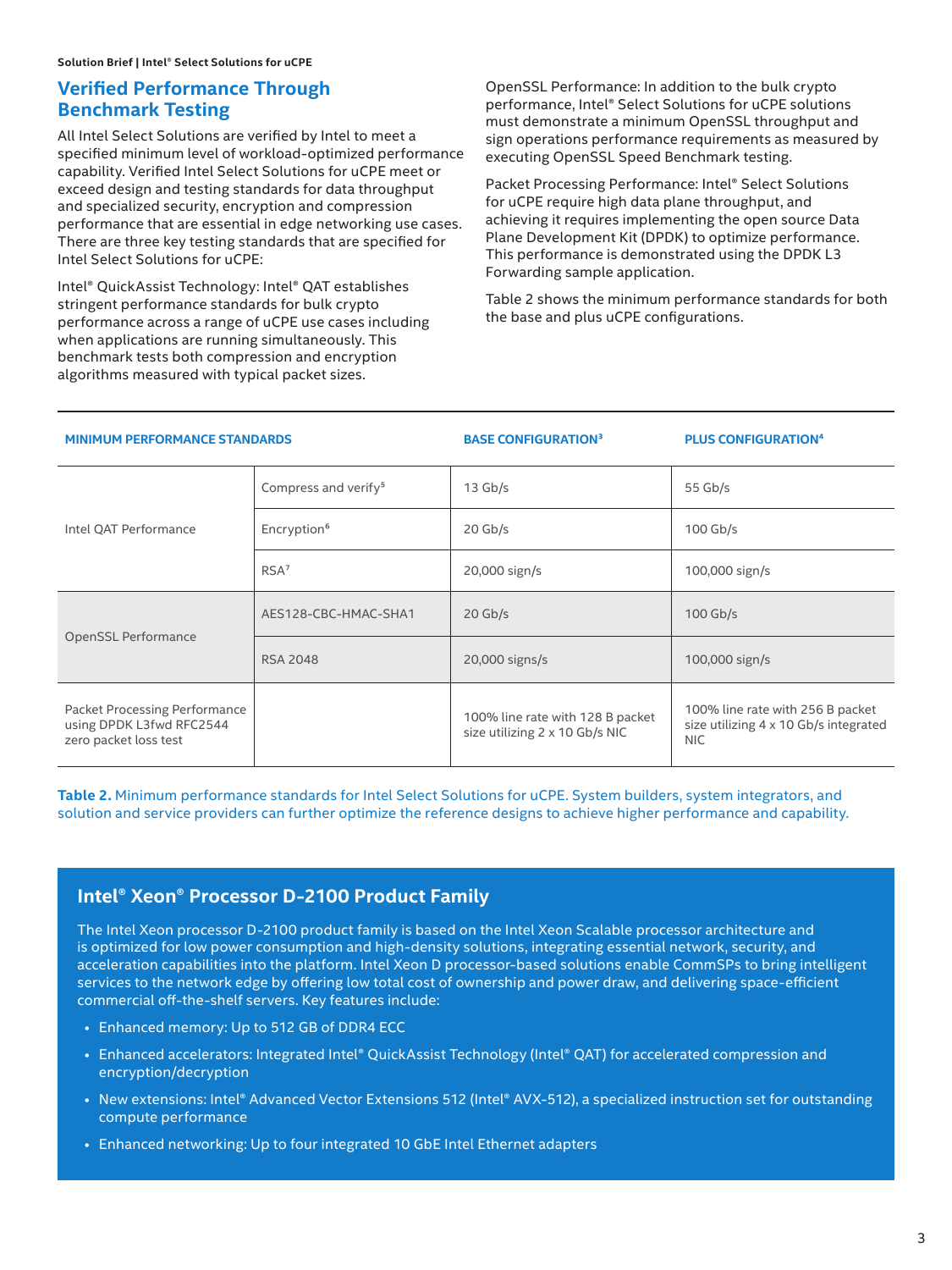## Verified Performance Through Benchmark Testing

All Intel Select Solutions are verified by Intel to meet a specified minimum level of workload-optimized performance capability. Verified Intel Select Solutions for uCPE meet or exceed design and testing standards for data throughput and specialized security, encryption and compression performance that are essential in edge networking use cases. There are three key testing standards that are specified for Intel Select Solutions for uCPE:

Intel® QuickAssist Technology: Intel® QAT establishes stringent performance standards for bulk crypto performance across a range of uCPE use cases including when applications are running simultaneously. This benchmark tests both compression and encryption algorithms measured with typical packet sizes.

OpenSSL Performance: In addition to the bulk crypto performance, Intel® Select Solutions for uCPE solutions must demonstrate a minimum OpenSSL throughput and sign operations performance requirements as measured by executing OpenSSL Speed Benchmark testing.

Packet Processing Performance: Intel® Select Solutions for uCPE require high data plane throughput, and achieving it requires implementing the open source Data Plane Development Kit (DPDK) to optimize performance. This performance is demonstrated using the DPDK L3 Forwarding sample application.

Table 2 shows the minimum performance standards for both the base and plus uCPE configurations.

| MINIMUM PERFORMANCE STANDARDS | | BASE CONFIGURATION[3] | PLUS CONFIGURATION[4] |
|---|---|---|---|
| Intel QAT Performance | Compress and verify[5] | 13 Gb/s | 55 Gb/s |
| | Encryption[6] | 20 Gb/s | 100 Gb/s |
| | RSA[7] | 20,000 sign/s | 100,000 sign/s |
| OpenSSL Performance | AES128-CBC-HMAC-SHA1 | 20 Gb/s | 100 Gb/s |
| | RSA 2048 | 20,000 signs/s | 100,000 sign/s |
| Packet Processing Performance using DPDK L3fwd RFC2544 zero packet loss test | | 100% line rate with 128 B packet size utilizing 2 x 10 Gb/s NIC | 100% line rate with 256 B packet size utilizing 4 x 10 Gb/s integrated NIC |

**Table 2.** Minimum performance standards for Intel Select Solutions for uCPE. System builders, system integrators, and solution and service providers can further optimize the reference designs to achieve higher performance and capability.

### Intel® Xeon® Processor D-2100 Product Family

The Intel Xeon processor D-2100 product family is based on the Intel Xeon Scalable processor architecture and is optimized for low power consumption and high-density solutions, integrating essential network, security, and acceleration capabilities into the platform. Intel Xeon D processor-based solutions enable CommSPs to bring intelligent services to the network edge by offering low total cost of ownership and power draw, and delivering space-efficient commercial off-the-shelf servers. Key features include:

- Enhanced memory: Up to 512 GB of DDR4 ECC
- Enhanced accelerators: Integrated Intel® QuickAssist Technology (Intel® QAT) for accelerated compression and encryption/decryption
- New extensions: Intel® Advanced Vector Extensions 512 (Intel® AVX-512), a specialized instruction set for outstanding compute performance
- Enhanced networking: Up to four integrated 10 GbE Intel Ethernet adapters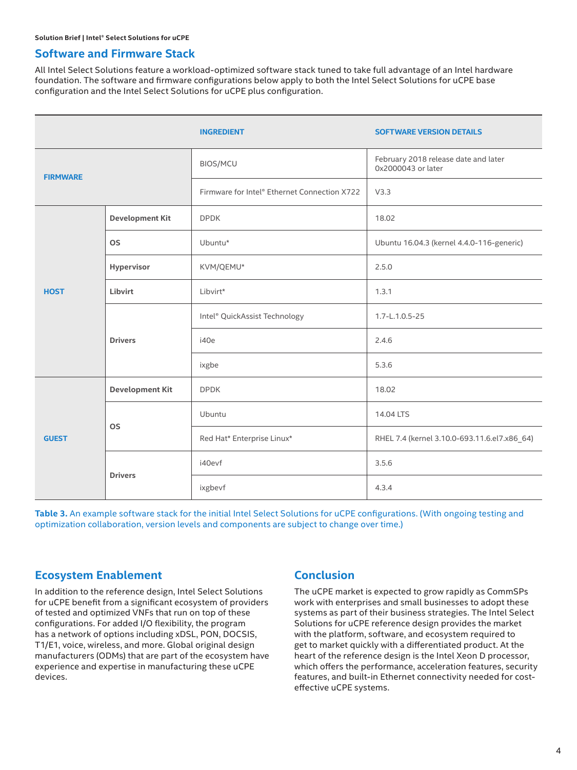## Software and Firmware Stack

All Intel Select Solutions feature a workload-optimized software stack tuned to take full advantage of an Intel hardware foundation. The software and firmware configurations below apply to both the Intel Select Solutions for uCPE base configuration and the Intel Select Solutions for uCPE plus configuration.

| | | INGREDIENT | SOFTWARE VERSION DETAILS |
|---|---|---|---|
| FIRMWARE | | BIOS/MCU | February 2018 release date and later 0x2000043 or later |
| | | Firmware for Intel® Ethernet Connection X722 | V3.3 |
| HOST | Development Kit | DPDK | 18.02 |
| | OS | Ubuntu* | Ubuntu 16.04.3 (kernel 4.4.0-116-generic) |
| | Hypervisor | KVM/QEMU* | 2.5.0 |
| | Libvirt | Libvirt* | 1.3.1 |
| | Drivers | Intel® QuickAssist Technology | 1.7-L.1.0.5-25 |
| | | i40e | 2.4.6 |
| | | ixgbe | 5.3.6 |
| GUEST | Development Kit | DPDK | 18.02 |
| | OS | Ubuntu | 14.04 LTS |
| | | Red Hat* Enterprise Linux* | RHEL 7.4 (kernel 3.10.0-693.11.6.el7.x86_64) |
| | Drivers | i40evf | 3.5.6 |
| | | ixgbevf | 4.3.4 |

**Table 3.** An example software stack for the initial Intel Select Solutions for uCPE configurations. (With ongoing testing and optimization collaboration, version levels and components are subject to change over time.)

## Ecosystem Enablement

In addition to the reference design, Intel Select Solutions for uCPE benefit from a significant ecosystem of providers of tested and optimized VNFs that run on top of these configurations. For added I/O flexibility, the program has a network of options including xDSL, PON, DOCSIS, T1/E1, voice, wireless, and more. Global original design manufacturers (ODMs) that are part of the ecosystem have experience and expertise in manufacturing these uCPE devices.

## Conclusion

The uCPE market is expected to grow rapidly as CommSPs work with enterprises and small businesses to adopt these systems as part of their business strategies. The Intel Select Solutions for uCPE reference design provides the market with the platform, software, and ecosystem required to get to market quickly with a differentiated product. At the heart of the reference design is the Intel Xeon D processor, which offers the performance, acceleration features, security features, and built-in Ethernet connectivity needed for cost-effective uCPE systems.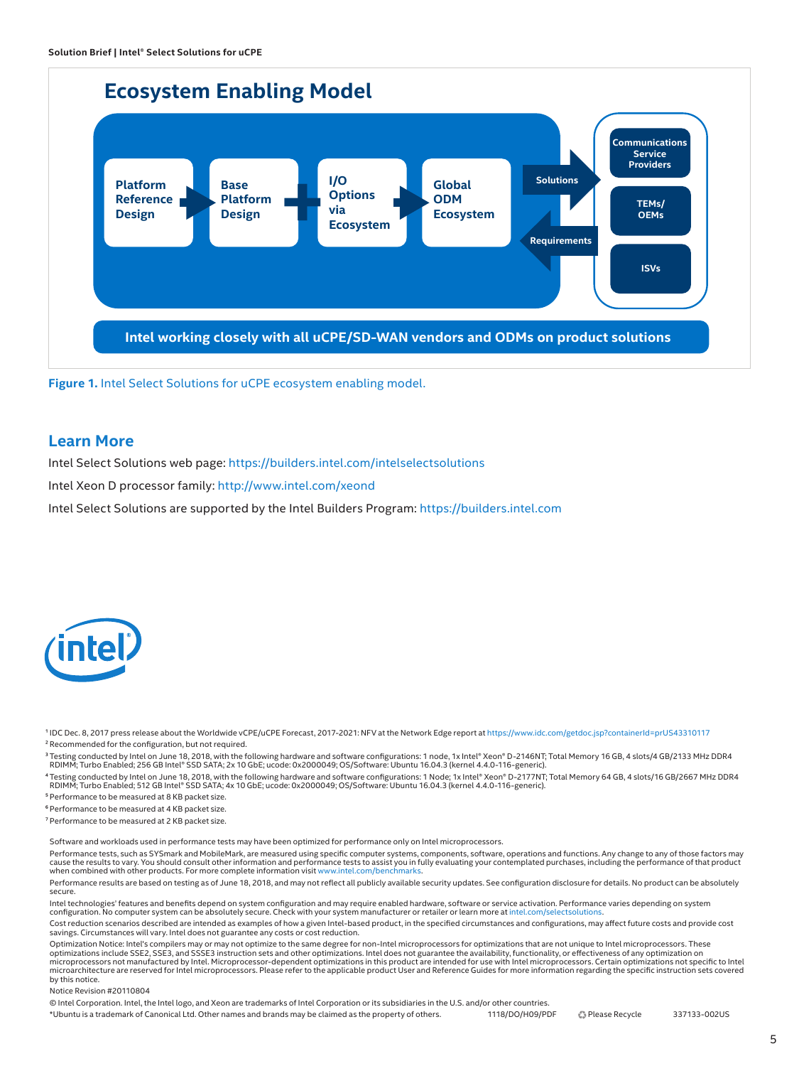## Ecosystem Enabling Model

Platform Reference Design

Base Platform Design

I/O Options via Ecosystem

Global ODM Ecosystem

Solutions

Requirements

Communications Service Providers

TEMs/ OEMs

ISVs

Intel working closely with all uCPE/SD-WAN vendors and ODMs on product solutions

**Figure 1.** Intel Select Solutions for uCPE ecosystem enabling model.

## Learn More

Intel Select Solutions web page: https://builders.intel.com/intelselectsolutions

Intel Xeon D processor family: http://www.intel.com/xeond

Intel Select Solutions are supported by the Intel Builders Program: https://builders.intel.com

[1] IDC Dec. 8, 2017 press release about the Worldwide vCPE/uCPE Forecast, 2017-2021: NFV at the Network Edge report at https://www.idc.com/getdoc.jsp?containerId=prUS43310117

[2] Recommended for the configuration, but not required.

[3] Testing conducted by Intel on June 18, 2018, with the following hardware and software configurations: 1 node, 1x Intel® Xeon® D-2146NT; Total Memory 16 GB, 4 slots/4 GB/2133 MHz DDR4 RDIMM; Turbo Enabled; 256 GB Intel® SSD SATA; 2x 10 GbE; ucode: 0x2000049; OS/Software: Ubuntu 16.04.3 (kernel 4.4.0-116-generic).

[4] Testing conducted by Intel on June 18, 2018, with the following hardware and software configurations: 1 Node; 1x Intel® Xeon® D-2177NT; Total Memory 64 GB, 4 slots/16 GB/2667 MHz DDR4 RDIMM; Turbo Enabled; 512 GB Intel® SSD SATA; 4x 10 GbE; ucode: 0x2000049; OS/Software: Ubuntu 16.04.3 (kernel 4.4.0-116-generic).

[5] Performance to be measured at 8 KB packet size.

[6] Performance to be measured at 4 KB packet size.

[7] Performance to be measured at 2 KB packet size.

Software and workloads used in performance tests may have been optimized for performance only on Intel microprocessors.

Performance tests, such as SYSmark and MobileMark, are measured using specific computer systems, components, software, operations and functions. Any change to any of those factors may cause the results to vary. You should consult other information and performance tests to assist you in fully evaluating your contemplated purchases, including the performance of that product when combined with other products. For more complete information visit www.intel.com/benchmarks.

Performance results are based on testing as of June 18, 2018, and may not reflect all publicly available security updates. See configuration disclosure for details. No product can be absolutely secure.

Intel technologies' features and benefits depend on system configuration and may require enabled hardware, software or service activation. Performance varies depending on system configuration. No computer system can be absolutely secure. Check with your system manufacturer or retailer or learn more at intel.com/selectsolutions.

Cost reduction scenarios described are intended as examples of how a given Intel-based product, in the specified circumstances and configurations, may affect future costs and provide cost savings. Circumstances will vary. Intel does not guarantee any costs or cost reduction.

Optimization Notice: Intel's compilers may or may not optimize to the same degree for non-Intel microprocessors for optimizations that are not unique to Intel microprocessors. These optimizations include SSE2, SSE3, and SSSE3 instruction sets and other optimizations. Intel does not guarantee the availability, functionality, or effectiveness of any optimization on microprocessors not manufactured by Intel. Microprocessor-dependent optimizations in this product are intended for use with Intel microprocessors. Certain optimizations not specific to Intel microarchitecture are reserved for Intel microprocessors. Please refer to the applicable product User and Reference Guides for more information regarding the specific instruction sets covered by this notice.

Notice Revision #20110804

© Intel Corporation. Intel, the Intel logo, and Xeon are trademarks of Intel Corporation or its subsidiaries in the U.S. and/or other countries.

*Ubuntu is a trademark of Canonical Ltd. Other names and brands may be claimed as the property of others. 1118/DO/H09/PDF Please Recycle 337133-002US